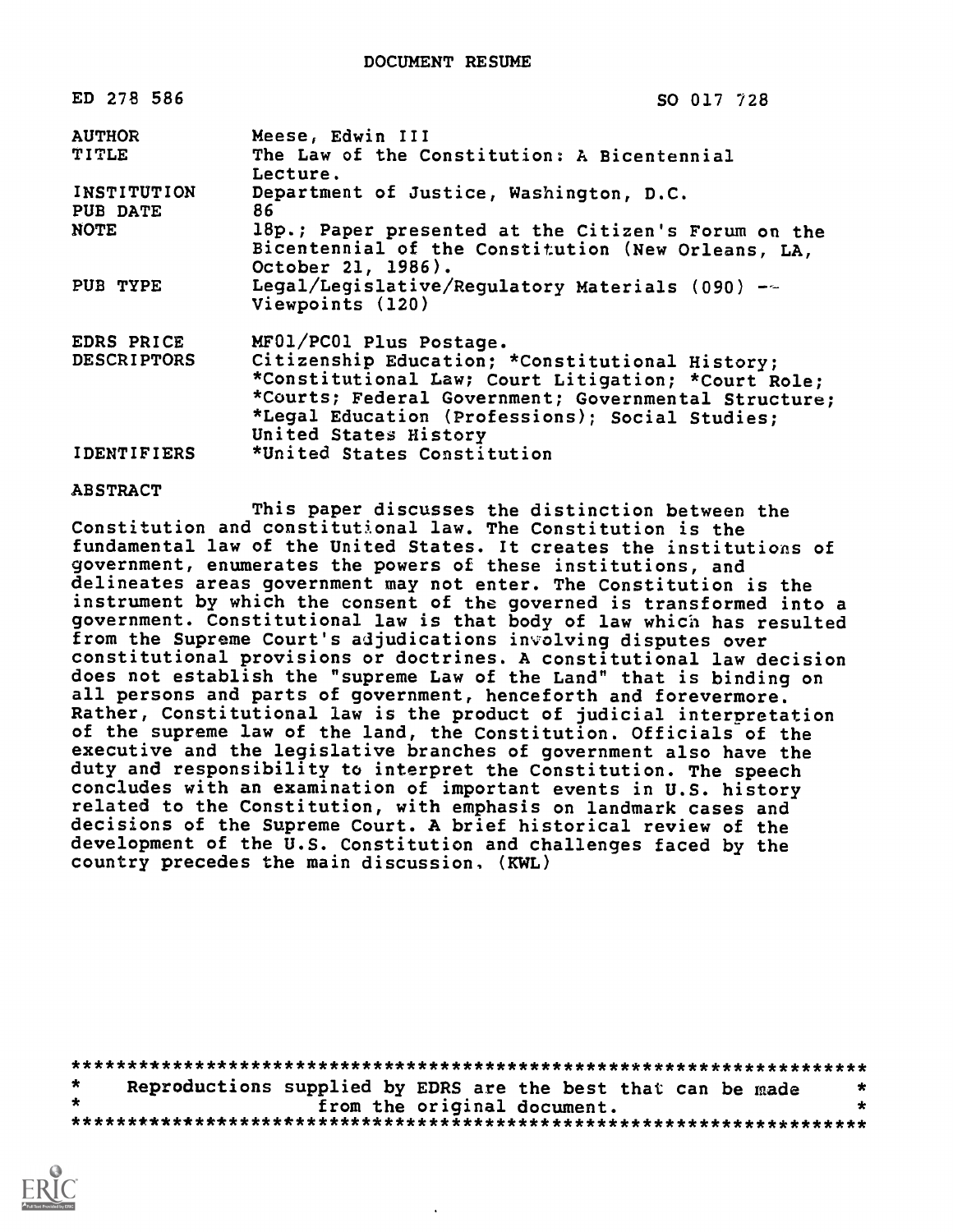# DOCUMENT RESUME

| | |
|---|---|
| ED 278 586 | SO 017 728 |
| AUTHOR | Meese, Edwin III |
| TITLE | The Law of the Constitution: A Bicentennial Lecture. |
| INSTITUTION | Department of Justice, Washington, D.C. |
| PUB DATE | 86 |
| NOTE | 18p.; Paper presented at the Citizen's Forum on the Bicentennial of the Constitution (New Orleans, LA, October 21, 1986). |
| PUB TYPE | Legal/Legislative/Regulatory Materials (090) -- Viewpoints (120) |
| EDRS PRICE | MF01/PC01 Plus Postage. |
| DESCRIPTORS | Citizenship Education; *Constitutional History; *Constitutional Law; Court Litigation; *Court Role; *Courts; Federal Government; Governmental Structure; *Legal Education (Professions); Social Studies; United States History |
| IDENTIFIERS | *United States Constitution |

## ABSTRACT

This paper discusses the distinction between the Constitution and constitutional law. The Constitution is the fundamental law of the United States. It creates the institutions of government, enumerates the powers of these institutions, and delineates areas government may not enter. The Constitution is the instrument by which the consent of the governed is transformed into a government. Constitutional law is that body of law which has resulted from the Supreme Court's adjudications involving disputes over constitutional provisions or doctrines. A constitutional law decision does not establish the "supreme Law of the Land" that is binding on all persons and parts of government, henceforth and forevermore. Rather, Constitutional law is the product of judicial interpretation of the supreme law of the land, the Constitution. Officials of the executive and the legislative branches of government also have the duty and responsibility to interpret the Constitution. The speech concludes with an examination of important events in U.S. history related to the Constitution, with emphasis on landmark cases and decisions of the Supreme Court. A brief historical review of the development of the U.S. Constitution and challenges faced by the country precedes the main discussion. (KWL)

***********************************************************************
* Reproductions supplied by EDRS are the best that can be made *
* from the original document. *
***********************************************************************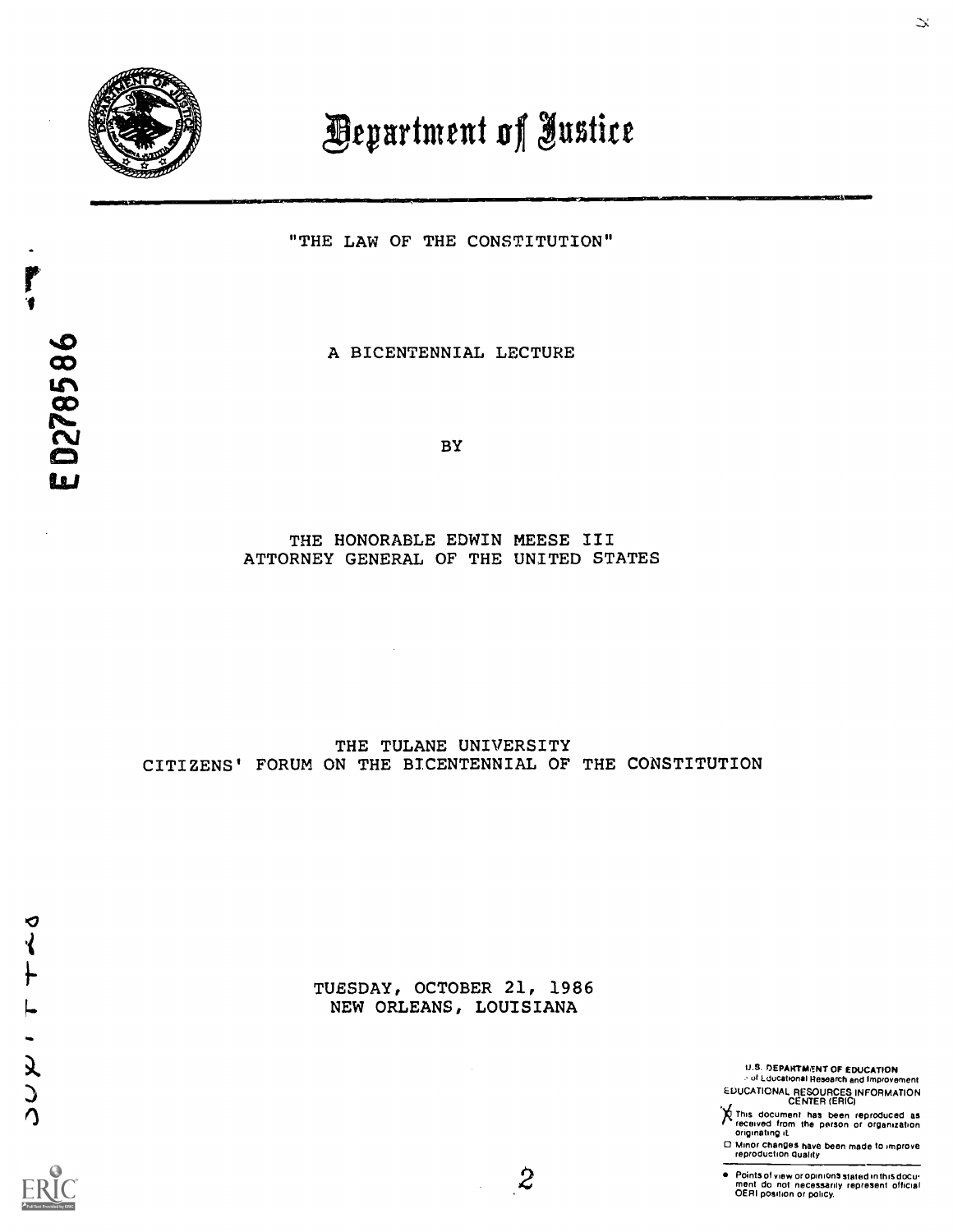# Department of Justice

"THE LAW OF THE CONSTITUTION"

A BICENTENNIAL LECTURE

BY

THE HONORABLE EDWIN MEESE III
ATTORNEY GENERAL OF THE UNITED STATES

THE TULANE UNIVERSITY
CITIZENS' FORUM ON THE BICENTENNIAL OF THE CONSTITUTION

TUESDAY, OCTOBER 21, 1986
NEW ORLEANS, LOUISIANA

U.S. DEPARTMENT OF EDUCATION
Office of Educational Research and Improvement
EDUCATIONAL RESOURCES INFORMATION CENTER (ERIC)

☒ This document has been reproduced as received from the person or organization originating it.

☐ Minor changes have been made to improve reproduction quality.

• Points of view or opinions stated in this document do not necessarily represent official OERI position or policy.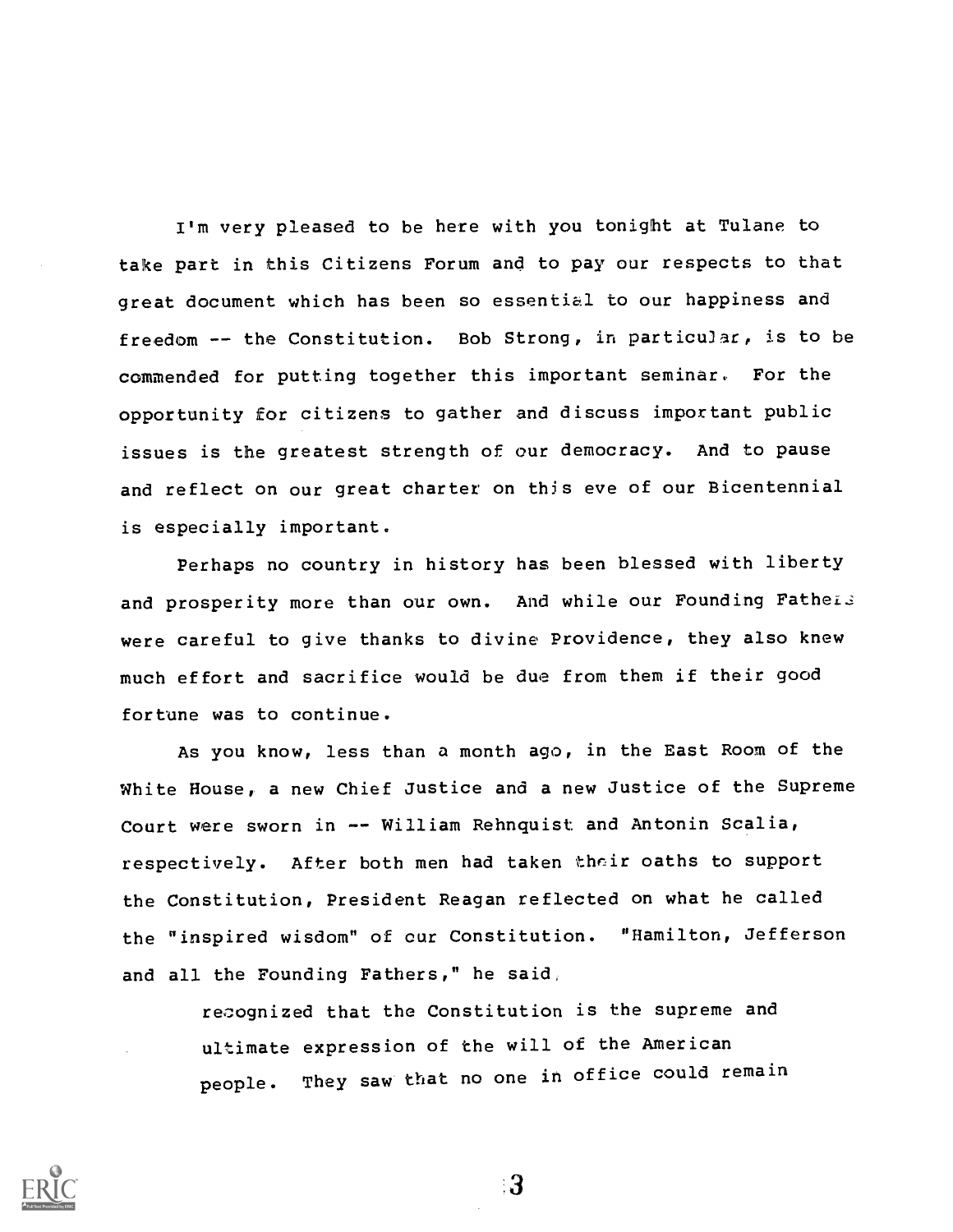I'm very pleased to be here with you tonight at Tulane to take part in this Citizens Forum and to pay our respects to that great document which has been so essential to our happiness and freedom -- the Constitution. Bob Strong, in particular, is to be commended for putting together this important seminar. For the opportunity for citizens to gather and discuss important public issues is the greatest strength of our democracy. And to pause and reflect on our great charter on this eve of our Bicentennial is especially important.

Perhaps no country in history has been blessed with liberty and prosperity more than our own. And while our Founding Fathers were careful to give thanks to divine Providence, they also knew much effort and sacrifice would be due from them if their good fortune was to continue.

As you know, less than a month ago, in the East Room of the White House, a new Chief Justice and a new Justice of the Supreme Court were sworn in -- William Rehnquist and Antonin Scalia, respectively. After both men had taken their oaths to support the Constitution, President Reagan reflected on what he called the "inspired wisdom" of our Constitution. "Hamilton, Jefferson and all the Founding Fathers," he said,

> recognized that the Constitution is the supreme and ultimate expression of the will of the American people. They saw that no one in office could remain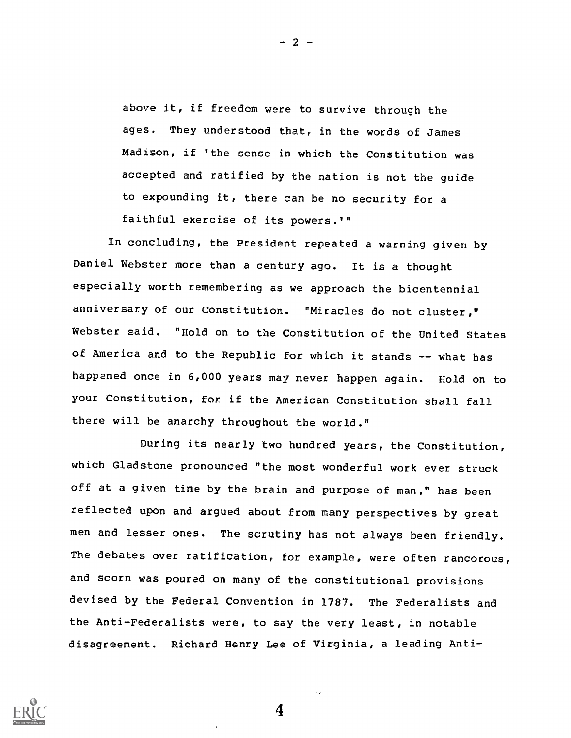above it, if freedom were to survive through the ages. They understood that, in the words of James Madison, if 'the sense in which the Constitution was accepted and ratified by the nation is not the guide to expounding it, there can be no security for a faithful exercise of its powers.'"

In concluding, the President repeated a warning given by Daniel Webster more than a century ago. It is a thought especially worth remembering as we approach the bicentennial anniversary of our Constitution. "Miracles do not cluster," Webster said. "Hold on to the Constitution of the United States of America and to the Republic for which it stands -- what has happened once in 6,000 years may never happen again. Hold on to your Constitution, for if the American Constitution shall fall there will be anarchy throughout the world."

During its nearly two hundred years, the Constitution, which Gladstone pronounced "the most wonderful work ever struck off at a given time by the brain and purpose of man," has been reflected upon and argued about from many perspectives by great men and lesser ones. The scrutiny has not always been friendly. The debates over ratification, for example, were often rancorous, and scorn was poured on many of the constitutional provisions devised by the Federal Convention in 1787. The Federalists and the Anti-Federalists were, to say the very least, in notable disagreement. Richard Henry Lee of Virginia, a leading Anti-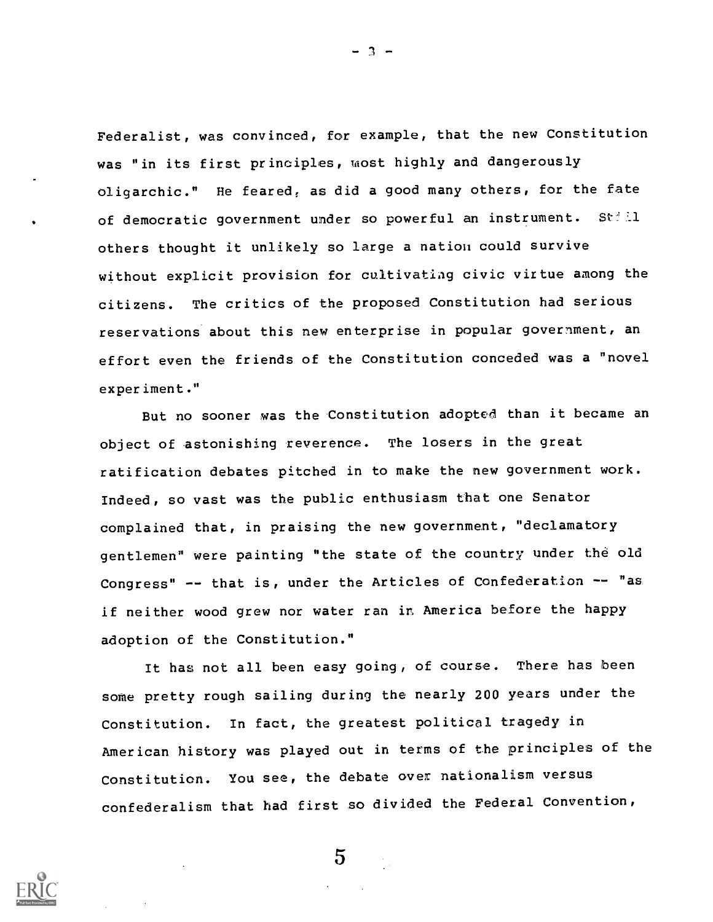Federalist, was convinced, for example, that the new Constitution was "in its first principles, most highly and dangerously oligarchic." He feared, as did a good many others, for the fate of democratic government under so powerful an instrument. Still others thought it unlikely so large a nation could survive without explicit provision for cultivating civic virtue among the citizens. The critics of the proposed Constitution had serious reservations about this new enterprise in popular government, an effort even the friends of the Constitution conceded was a "novel experiment."

But no sooner was the Constitution adopted than it became an object of astonishing reverence. The losers in the great ratification debates pitched in to make the new government work. Indeed, so vast was the public enthusiasm that one Senator complained that, in praising the new government, "declamatory gentlemen" were painting "the state of the country under the old Congress" -- that is, under the Articles of Confederation -- "as if neither wood grew nor water ran in America before the happy adoption of the Constitution."

It has not all been easy going, of course. There has been some pretty rough sailing during the nearly 200 years under the Constitution. In fact, the greatest political tragedy in American history was played out in terms of the principles of the Constitution. You see, the debate over nationalism versus confederalism that had first so divided the Federal Convention,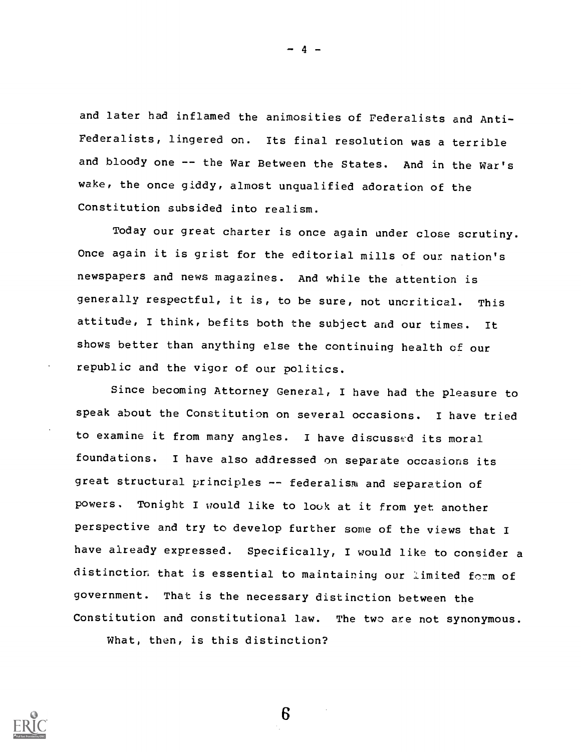and later had inflamed the animosities of Federalists and Anti-Federalists, lingered on. Its final resolution was a terrible and bloody one -- the War Between the States. And in the War's wake, the once giddy, almost unqualified adoration of the Constitution subsided into realism.

Today our great charter is once again under close scrutiny. Once again it is grist for the editorial mills of our nation's newspapers and news magazines. And while the attention is generally respectful, it is, to be sure, not uncritical. This attitude, I think, befits both the subject and our times. It shows better than anything else the continuing health of our republic and the vigor of our politics.

Since becoming Attorney General, I have had the pleasure to speak about the Constitution on several occasions. I have tried to examine it from many angles. I have discussed its moral foundations. I have also addressed on separate occasions its great structural principles -- federalism and separation of powers. Tonight I would like to look at it from yet another perspective and try to develop further some of the views that I have already expressed. Specifically, I would like to consider a distinction that is essential to maintaining our limited form of government. That is the necessary distinction between the Constitution and constitutional law. The two are not synonymous.

What, then, is this distinction?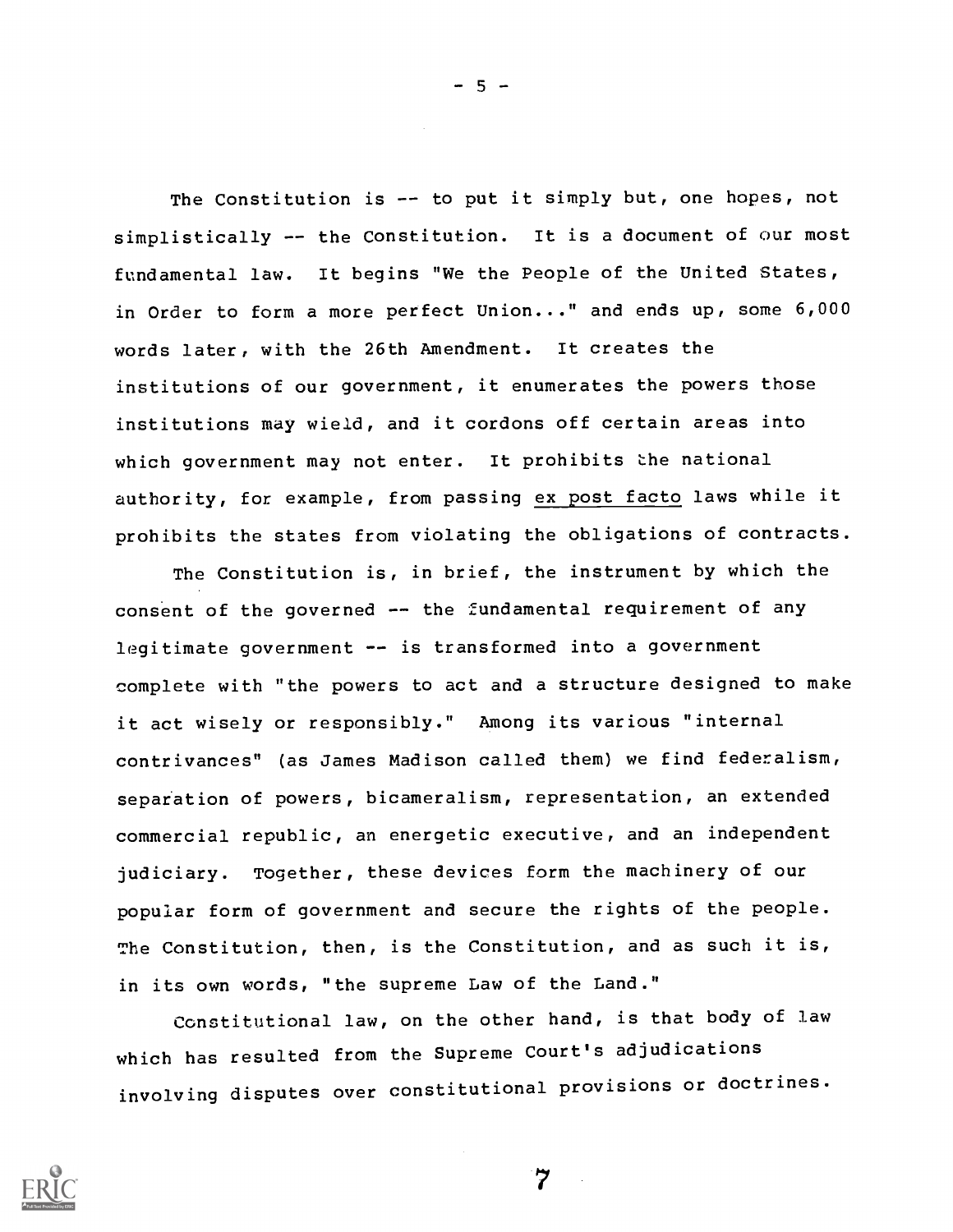The Constitution is -- to put it simply but, one hopes, not simplistically -- the Constitution. It is a document of our most fundamental law. It begins "We the People of the United States, in Order to form a more perfect Union..." and ends up, some 6,000 words later, with the 26th Amendment. It creates the institutions of our government, it enumerates the powers those institutions may wield, and it cordons off certain areas into which government may not enter. It prohibits the national authority, for example, from passing ex post facto laws while it prohibits the states from violating the obligations of contracts.

The Constitution is, in brief, the instrument by which the consent of the governed -- the fundamental requirement of any legitimate government -- is transformed into a government complete with "the powers to act and a structure designed to make it act wisely or responsibly." Among its various "internal contrivances" (as James Madison called them) we find federalism, separation of powers, bicameralism, representation, an extended commercial republic, an energetic executive, and an independent judiciary. Together, these devices form the machinery of our popular form of government and secure the rights of the people. The Constitution, then, is the Constitution, and as such it is, in its own words, "the supreme Law of the Land."

Constitutional law, on the other hand, is that body of law which has resulted from the Supreme Court's adjudications involving disputes over constitutional provisions or doctrines.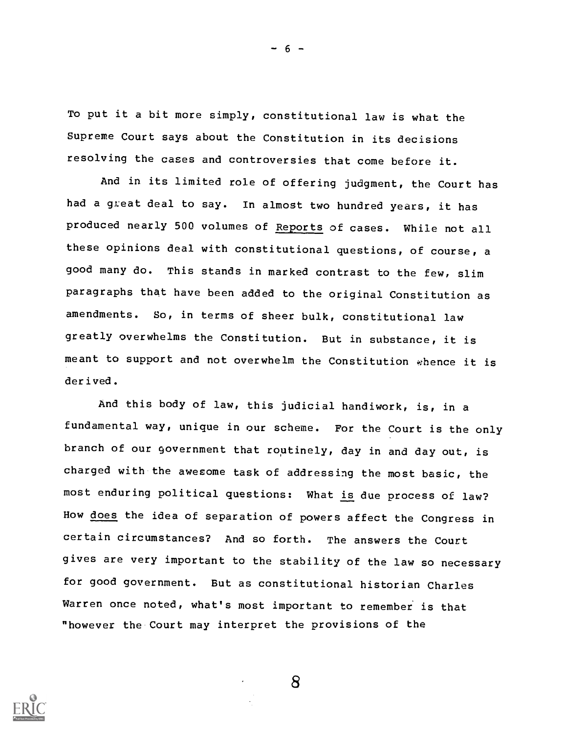To put it a bit more simply, constitutional law is what the Supreme Court says about the Constitution in its decisions resolving the cases and controversies that come before it.

And in its limited role of offering judgment, the Court has had a great deal to say. In almost two hundred years, it has produced nearly 500 volumes of <u>Reports</u> of cases. While not all these opinions deal with constitutional questions, of course, a good many do. This stands in marked contrast to the few, slim paragraphs that have been added to the original Constitution as amendments. So, in terms of sheer bulk, constitutional law greatly overwhelms the Constitution. But in substance, it is meant to support and not overwhelm the Constitution whence it is derived.

And this body of law, this judicial handiwork, is, in a fundamental way, unique in our scheme. For the Court is the only branch of our government that routinely, day in and day out, is charged with the awesome task of addressing the most basic, the most enduring political questions: What <u>is</u> due process of law? How <u>does</u> the idea of separation of powers affect the Congress in certain circumstances? And so forth. The answers the Court gives are very important to the stability of the law so necessary for good government. But as constitutional historian Charles Warren once noted, what's most important to remember is that "however the Court may interpret the provisions of the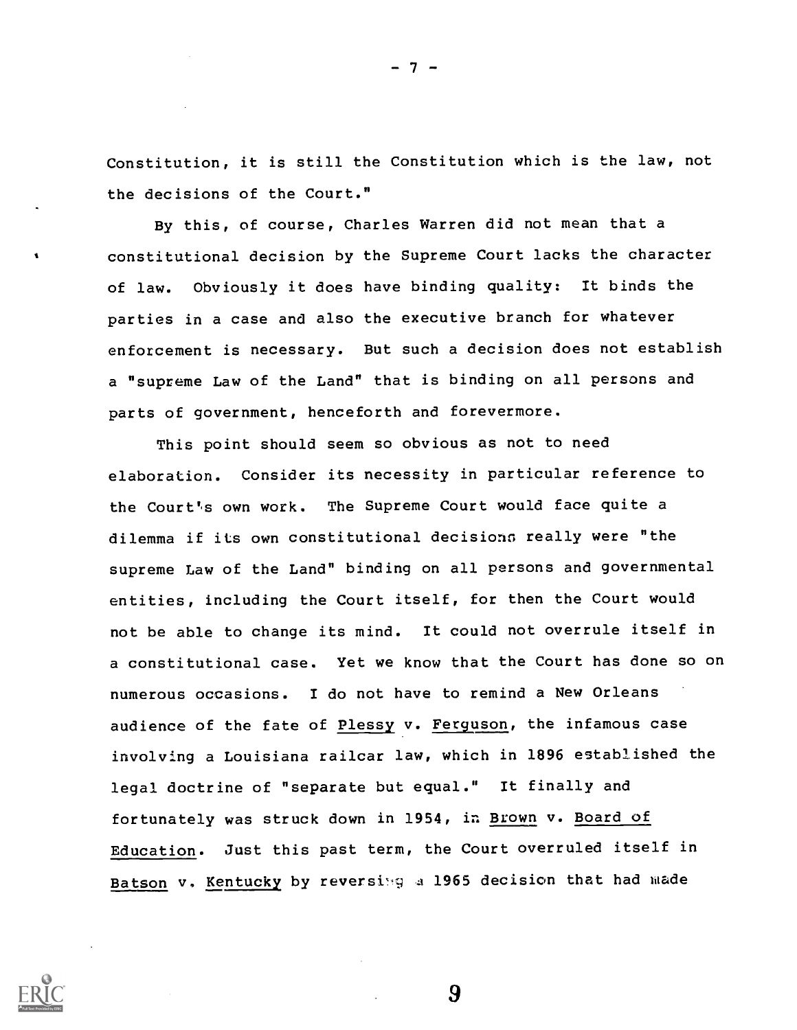Constitution, it is still the Constitution which is the law, not the decisions of the Court."

By this, of course, Charles Warren did not mean that a constitutional decision by the Supreme Court lacks the character of law. Obviously it does have binding quality: It binds the parties in a case and also the executive branch for whatever enforcement is necessary. But such a decision does not establish a "supreme Law of the Land" that is binding on all persons and parts of government, henceforth and forevermore.

This point should seem so obvious as not to need elaboration. Consider its necessity in particular reference to the Court's own work. The Supreme Court would face quite a dilemma if its own constitutional decisions really were "the supreme Law of the Land" binding on all persons and governmental entities, including the Court itself, for then the Court would not be able to change its mind. It could not overrule itself in a constitutional case. Yet we know that the Court has done so on numerous occasions. I do not have to remind a New Orleans audience of the fate of Plessy v. Ferguson, the infamous case involving a Louisiana railcar law, which in 1896 established the legal doctrine of "separate but equal." It finally and fortunately was struck down in 1954, in Brown v. Board of Education. Just this past term, the Court overruled itself in Batson v. Kentucky by reversing a 1965 decision that had made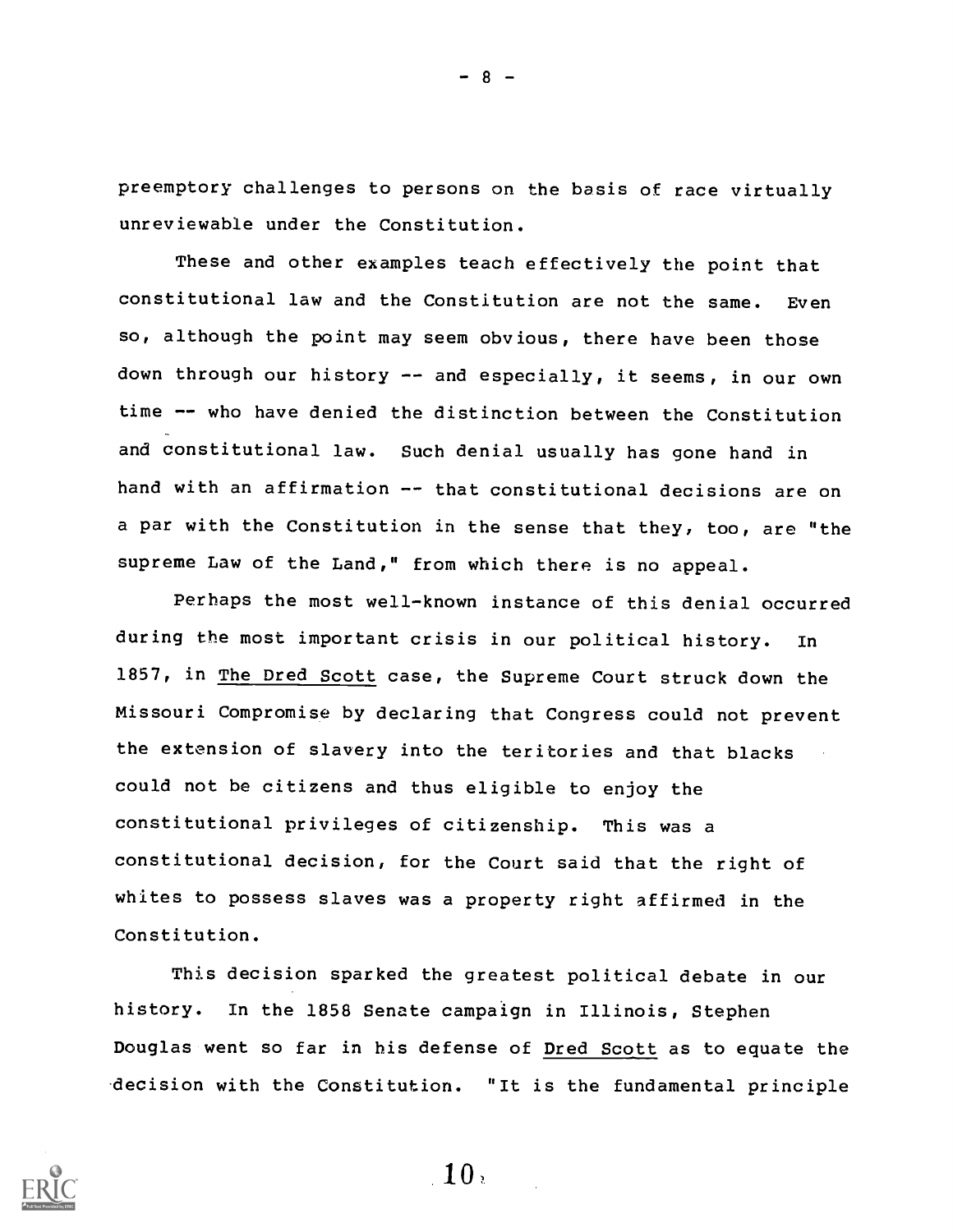preemptory challenges to persons on the basis of race virtually unreviewable under the Constitution.

These and other examples teach effectively the point that constitutional law and the Constitution are not the same. Even so, although the point may seem obvious, there have been those down through our history -- and especially, it seems, in our own time -- who have denied the distinction between the Constitution and constitutional law. Such denial usually has gone hand in hand with an affirmation -- that constitutional decisions are on a par with the Constitution in the sense that they, too, are "the supreme Law of the Land," from which there is no appeal.

Perhaps the most well-known instance of this denial occurred during the most important crisis in our political history. In 1857, in The Dred Scott case, the Supreme Court struck down the Missouri Compromise by declaring that Congress could not prevent the extension of slavery into the teritories and that blacks could not be citizens and thus eligible to enjoy the constitutional privileges of citizenship. This was a constitutional decision, for the Court said that the right of whites to possess slaves was a property right affirmed in the Constitution.

This decision sparked the greatest political debate in our history. In the 1858 Senate campaign in Illinois, Stephen Douglas went so far in his defense of Dred Scott as to equate the decision with the Constitution. "It is the fundamental principle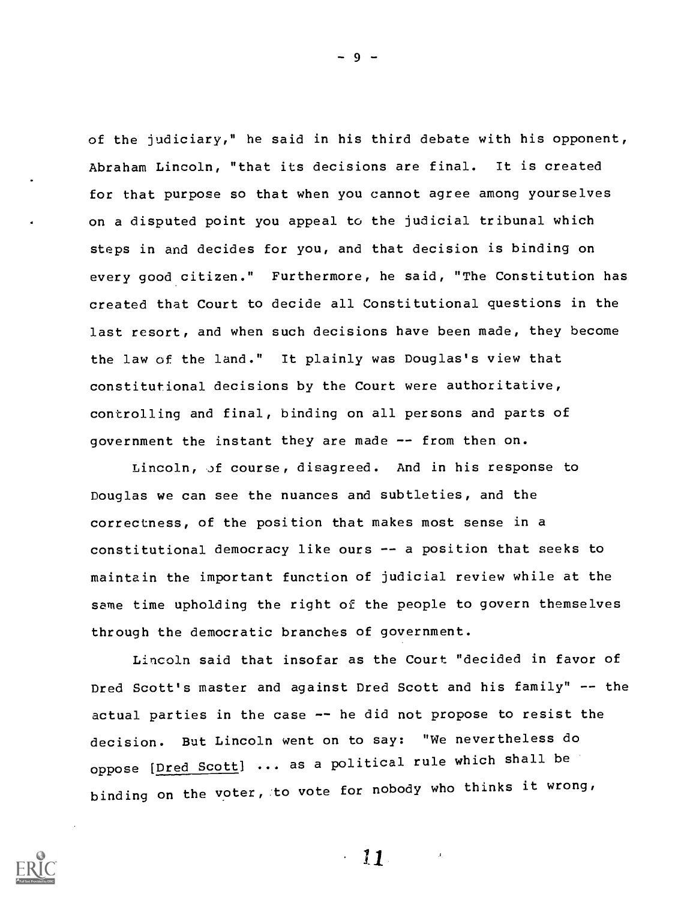of the judiciary," he said in his third debate with his opponent, Abraham Lincoln, "that its decisions are final. It is created for that purpose so that when you cannot agree among yourselves on a disputed point you appeal to the judicial tribunal which steps in and decides for you, and that decision is binding on every good citizen." Furthermore, he said, "The Constitution has created that Court to decide all Constitutional questions in the last resort, and when such decisions have been made, they become the law of the land." It plainly was Douglas's view that constitutional decisions by the Court were authoritative, controlling and final, binding on all persons and parts of government the instant they are made -- from then on.

Lincoln, of course, disagreed. And in his response to Douglas we can see the nuances and subtleties, and the correctness, of the position that makes most sense in a constitutional democracy like ours -- a position that seeks to maintain the important function of judicial review while at the same time upholding the right of the people to govern themselves through the democratic branches of government.

Lincoln said that insofar as the Court "decided in favor of Dred Scott's master and against Dred Scott and his family" -- the actual parties in the case -- he did not propose to resist the decision. But Lincoln went on to say: "We nevertheless do oppose [Dred Scott] ... as a political rule which shall be binding on the voter, to vote for nobody who thinks it wrong,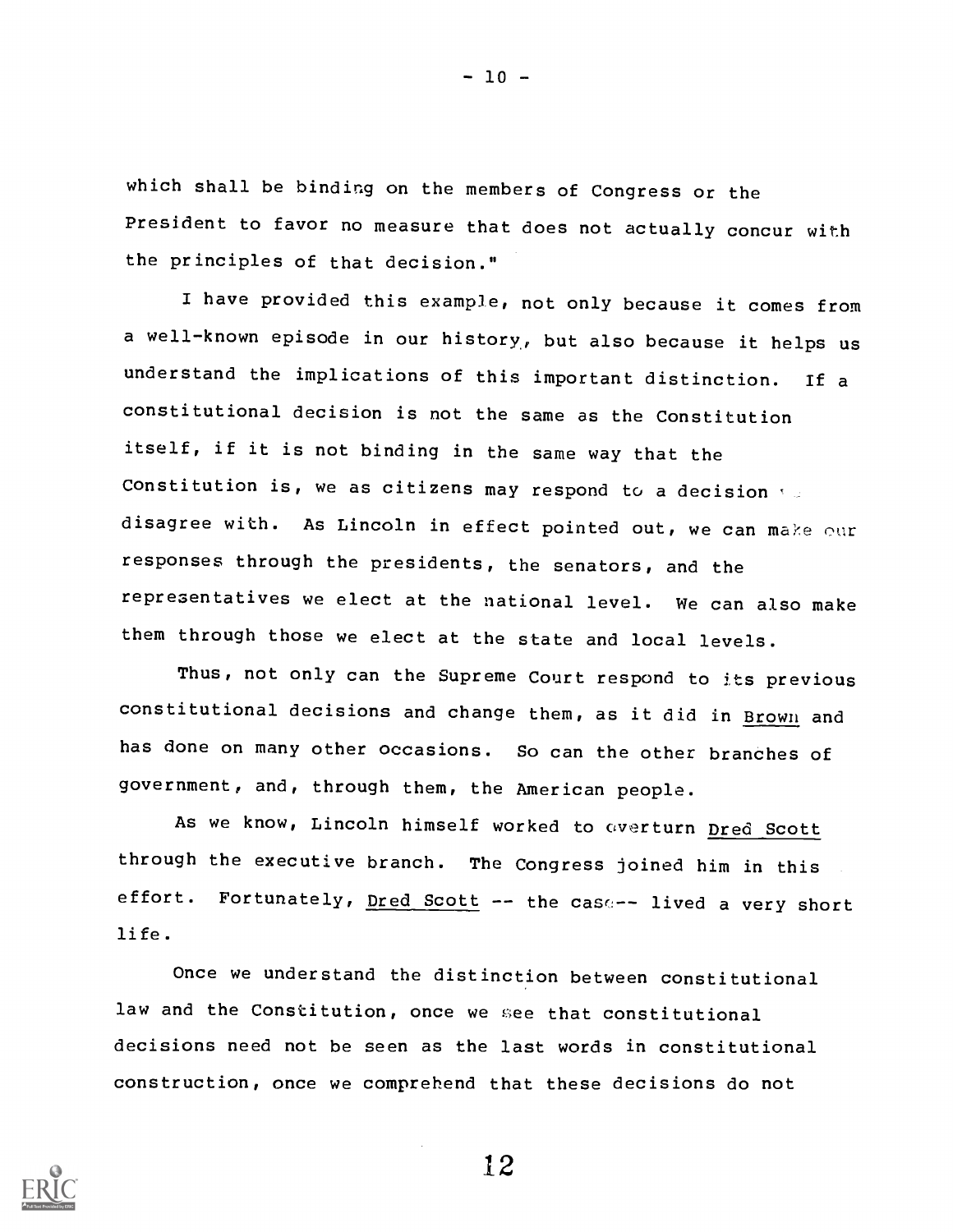which shall be binding on the members of Congress or the President to favor no measure that does not actually concur with the principles of that decision."

I have provided this example, not only because it comes from a well-known episode in our history, but also because it helps us understand the implications of this important distinction. If a constitutional decision is not the same as the Constitution itself, if it is not binding in the same way that the Constitution is, we as citizens may respond to a decision we disagree with. As Lincoln in effect pointed out, we can make our responses through the presidents, the senators, and the representatives we elect at the national level. We can also make them through those we elect at the state and local levels.

Thus, not only can the Supreme Court respond to its previous constitutional decisions and change them, as it did in Brown and has done on many other occasions. So can the other branches of government, and, through them, the American people.

As we know, Lincoln himself worked to overturn Dred Scott through the executive branch. The Congress joined him in this effort. Fortunately, Dred Scott -- the case-- lived a very short life.

Once we understand the distinction between constitutional law and the Constitution, once we see that constitutional decisions need not be seen as the last words in constitutional construction, once we comprehend that these decisions do not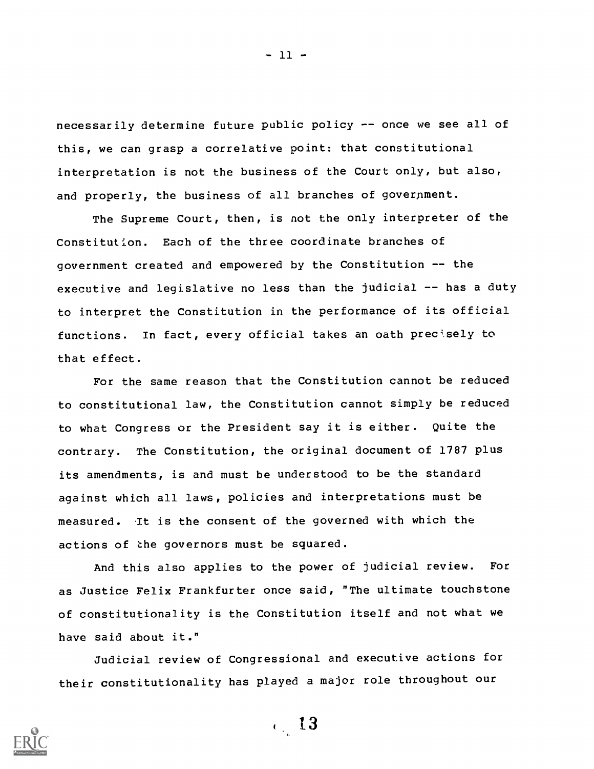necessarily determine future public policy -- once we see all of this, we can grasp a correlative point: that constitutional interpretation is not the business of the Court only, but also, and properly, the business of all branches of government.

The Supreme Court, then, is not the only interpreter of the Constitution. Each of the three coordinate branches of government created and empowered by the Constitution -- the executive and legislative no less than the judicial -- has a duty to interpret the Constitution in the performance of its official functions. In fact, every official takes an oath precisely to that effect.

For the same reason that the Constitution cannot be reduced to constitutional law, the Constitution cannot simply be reduced to what Congress or the President say it is either. Quite the contrary. The Constitution, the original document of 1787 plus its amendments, is and must be understood to be the standard against which all laws, policies and interpretations must be measured. It is the consent of the governed with which the actions of the governors must be squared.

And this also applies to the power of judicial review. For as Justice Felix Frankfurter once said, "The ultimate touchstone of constitutionality is the Constitution itself and not what we have said about it."

Judicial review of Congressional and executive actions for their constitutionality has played a major role throughout our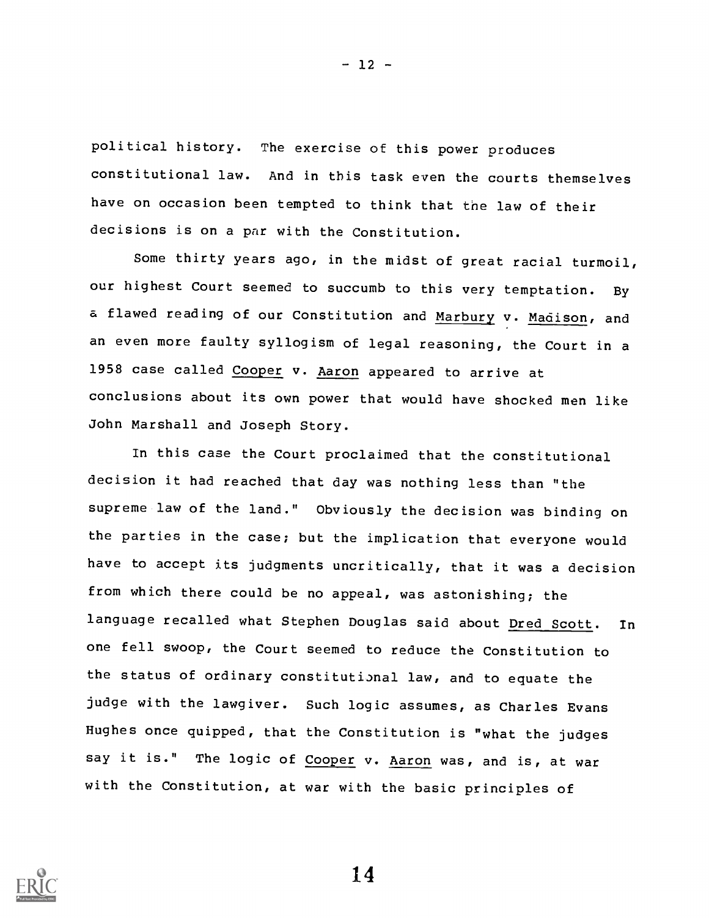political history. The exercise of this power produces constitutional law. And in this task even the courts themselves have on occasion been tempted to think that the law of their decisions is on a par with the Constitution.

Some thirty years ago, in the midst of great racial turmoil, our highest Court seemed to succumb to this very temptation. By a flawed reading of our Constitution and Marbury v. Madison, and an even more faulty syllogism of legal reasoning, the Court in a 1958 case called Cooper v. Aaron appeared to arrive at conclusions about its own power that would have shocked men like John Marshall and Joseph Story.

In this case the Court proclaimed that the constitutional decision it had reached that day was nothing less than "the supreme law of the land." Obviously the decision was binding on the parties in the case; but the implication that everyone would have to accept its judgments uncritically, that it was a decision from which there could be no appeal, was astonishing; the language recalled what Stephen Douglas said about Dred Scott. In one fell swoop, the Court seemed to reduce the Constitution to the status of ordinary constitutional law, and to equate the judge with the lawgiver. Such logic assumes, as Charles Evans Hughes once quipped, that the Constitution is "what the judges say it is." The logic of Cooper v. Aaron was, and is, at war with the Constitution, at war with the basic principles of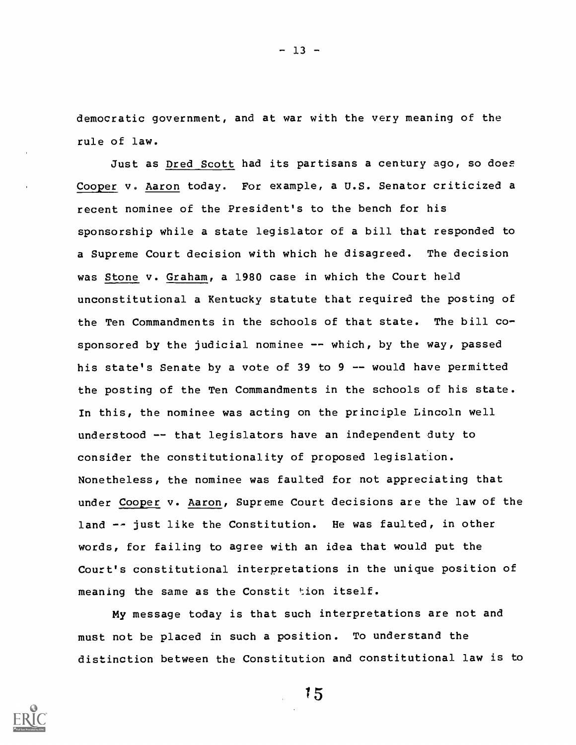democratic government, and at war with the very meaning of the rule of law.

Just as Dred Scott had its partisans a century ago, so does Cooper v. Aaron today. For example, a U.S. Senator criticized a recent nominee of the President's to the bench for his sponsorship while a state legislator of a bill that responded to a Supreme Court decision with which he disagreed. The decision was Stone v. Graham, a 1980 case in which the Court held unconstitutional a Kentucky statute that required the posting of the Ten Commandments in the schools of that state. The bill co-sponsored by the judicial nominee -- which, by the way, passed his state's Senate by a vote of 39 to 9 -- would have permitted the posting of the Ten Commandments in the schools of his state. In this, the nominee was acting on the principle Lincoln well understood -- that legislators have an independent duty to consider the constitutionality of proposed legislation. Nonetheless, the nominee was faulted for not appreciating that under Cooper v. Aaron, Supreme Court decisions are the law of the land -- just like the Constitution. He was faulted, in other words, for failing to agree with an idea that would put the Court's constitutional interpretations in the unique position of meaning the same as the Constitution itself.

My message today is that such interpretations are not and must not be placed in such a position. To understand the distinction between the Constitution and constitutional law is to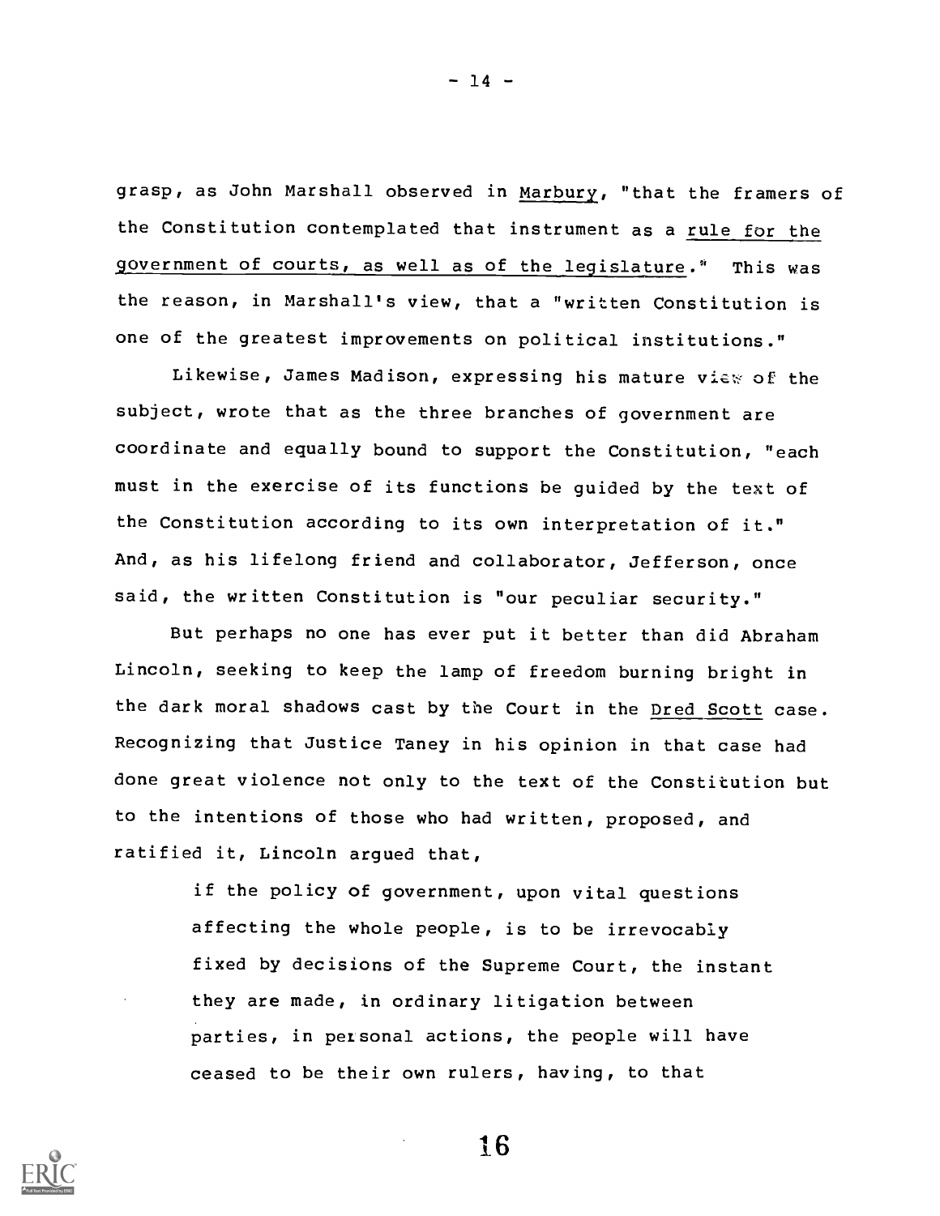grasp, as John Marshall observed in _Marbury_, "that the framers of the Constitution contemplated that instrument as a _rule for the government of courts, as well as of the legislature_." This was the reason, in Marshall's view, that a "written Constitution is one of the greatest improvements on political institutions."

Likewise, James Madison, expressing his mature view of the subject, wrote that as the three branches of government are coordinate and equally bound to support the Constitution, "each must in the exercise of its functions be guided by the text of the Constitution according to its own interpretation of it." And, as his lifelong friend and collaborator, Jefferson, once said, the written Constitution is "our peculiar security."

But perhaps no one has ever put it better than did Abraham Lincoln, seeking to keep the lamp of freedom burning bright in the dark moral shadows cast by the Court in the _Dred Scott_ case. Recognizing that Justice Taney in his opinion in that case had done great violence not only to the text of the Constitution but to the intentions of those who had written, proposed, and ratified it, Lincoln argued that,

> if the policy of government, upon vital questions affecting the whole people, is to be irrevocably fixed by decisions of the Supreme Court, the instant they are made, in ordinary litigation between parties, in personal actions, the people will have ceased to be their own rulers, having, to that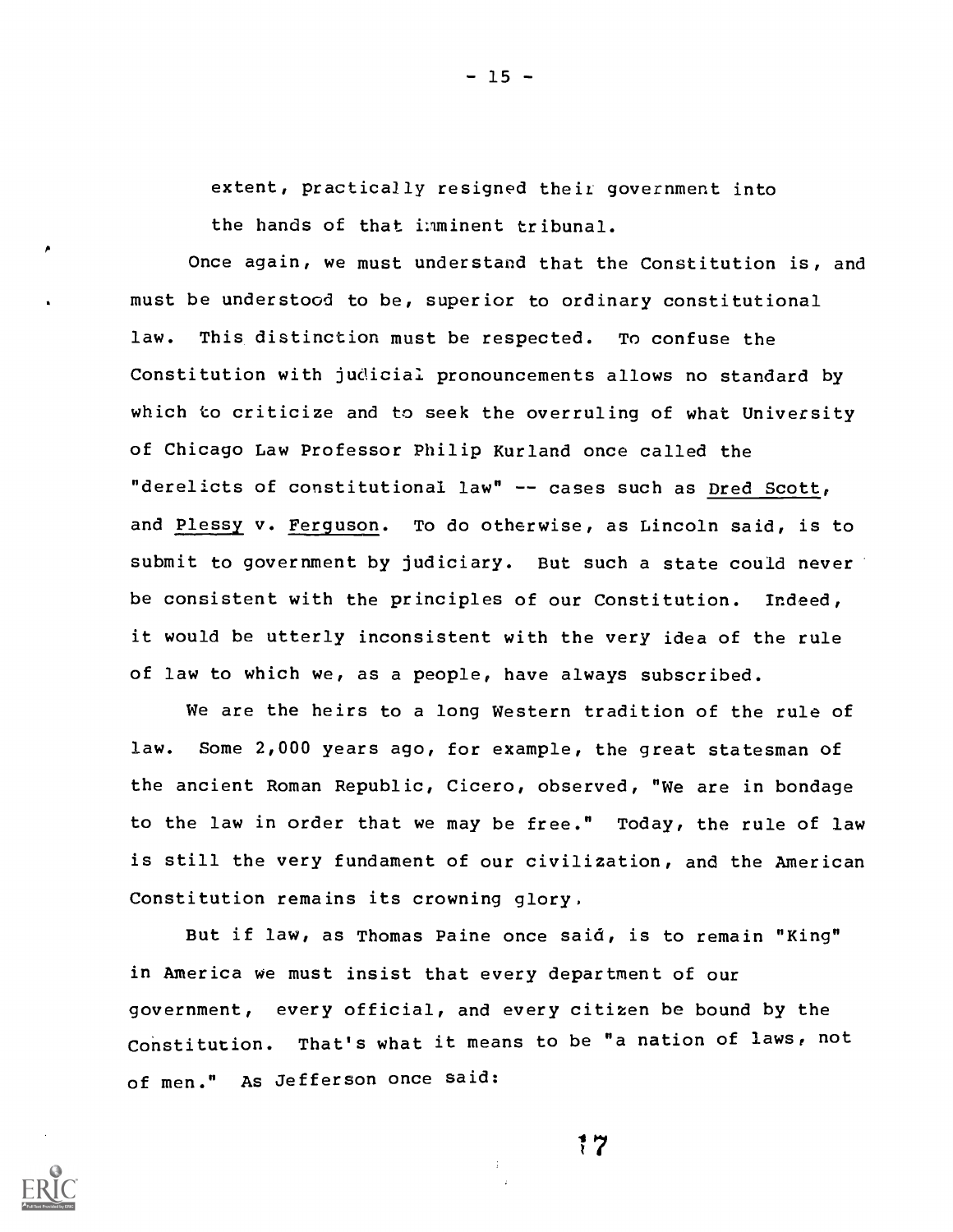extent, practically resigned their government into the hands of that imminent tribunal.

Once again, we must understand that the Constitution is, and must be understood to be, superior to ordinary constitutional law. This distinction must be respected. To confuse the Constitution with judicial pronouncements allows no standard by which to criticize and to seek the overruling of what University of Chicago Law Professor Philip Kurland once called the "derelicts of constitutional law" -- cases such as Dred Scott, and Plessy v. Ferguson. To do otherwise, as Lincoln said, is to submit to government by judiciary. But such a state could never be consistent with the principles of our Constitution. Indeed, it would be utterly inconsistent with the very idea of the rule of law to which we, as a people, have always subscribed.

We are the heirs to a long Western tradition of the rule of law. Some 2,000 years ago, for example, the great statesman of the ancient Roman Republic, Cicero, observed, "We are in bondage to the law in order that we may be free." Today, the rule of law is still the very fundament of our civilization, and the American Constitution remains its crowning glory.

But if law, as Thomas Paine once said, is to remain "King" in America we must insist that every department of our government, every official, and every citizen be bound by the Constitution. That's what it means to be "a nation of laws, not of men." As Jefferson once said: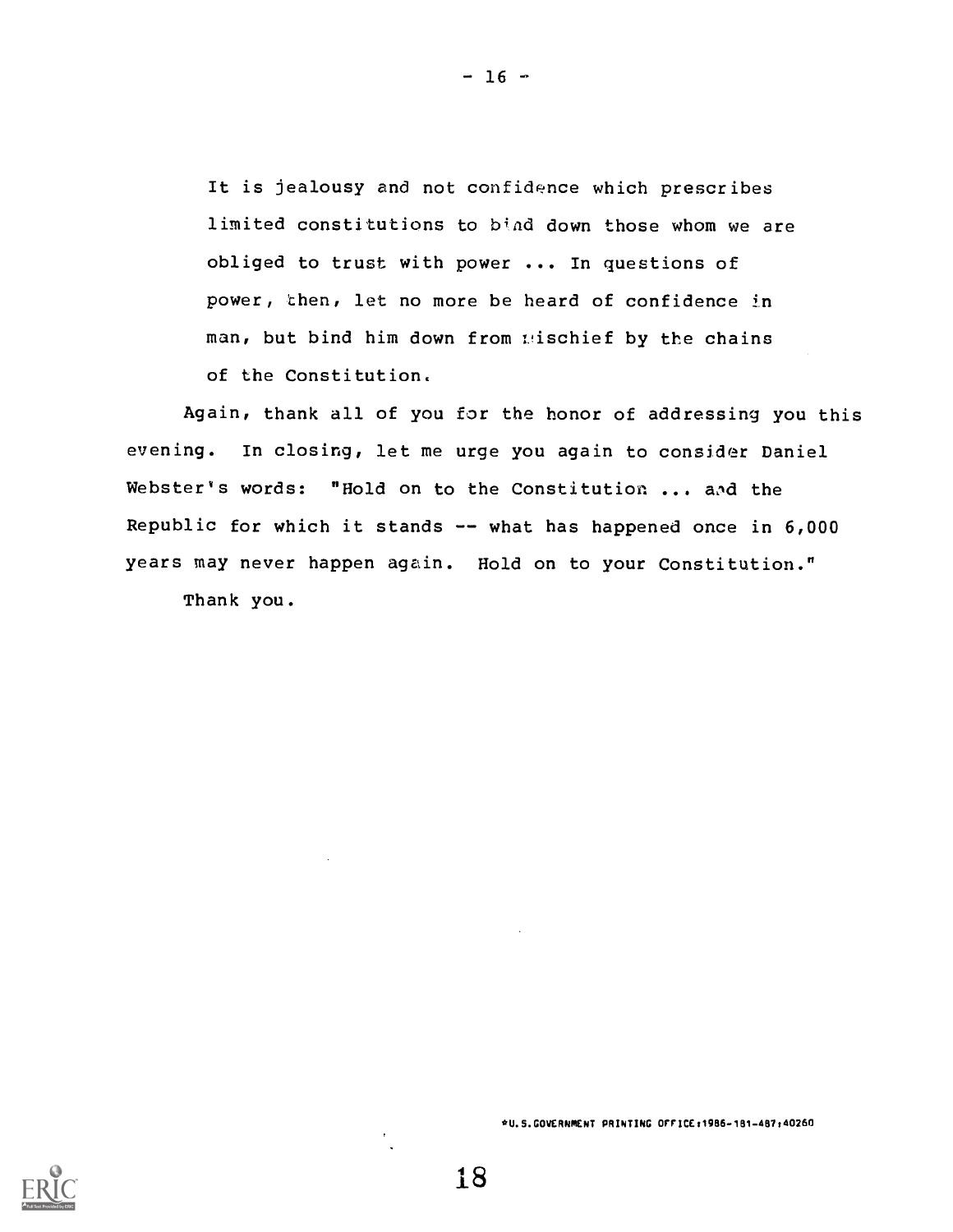> It is jealousy and not confidence which prescribes limited constitutions to bind down those whom we are obliged to trust with power ... In questions of power, then, let no more be heard of confidence in man, but bind him down from mischief by the chains of the Constitution.

Again, thank all of you for the honor of addressing you this evening. In closing, let me urge you again to consider Daniel Webster's words: "Hold on to the Constitution ... and the Republic for which it stands -- what has happened once in 6,000 years may never happen again. Hold on to your Constitution."

Thank you.

*U.S. GOVERNMENT PRINTING OFFICE:1986-181-487:40260